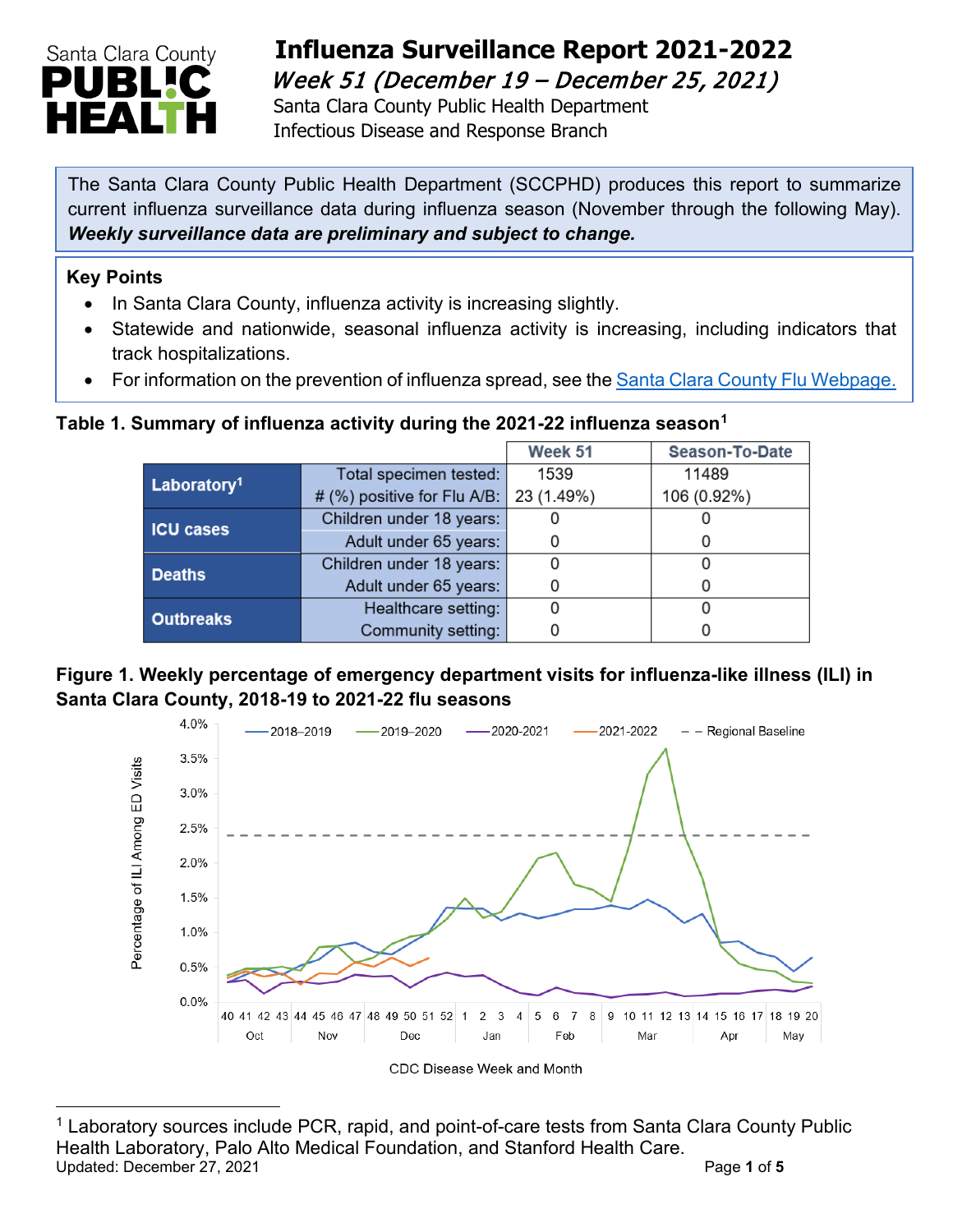# Influenza Surveillance Report 2021-2022

## *Week 51 (December 19 – December 25, 2021)*

Santa Clara County Public Health Department
Infectious Disease and Response Branch

The Santa Clara County Public Health Department (SCCPHD) produces this report to summarize current influenza surveillance data during influenza season (November through the following May). ***Weekly surveillance data are preliminary and subject to change.***

**Key Points**

- In Santa Clara County, influenza activity is increasing slightly.
- Statewide and nationwide, seasonal influenza activity is increasing, including indicators that track hospitalizations.
- For information on the prevention of influenza spread, see the Santa Clara County Flu Webpage.

**Table 1. Summary of influenza activity during the 2021-22 influenza season[1]**

| | | Week 51 | Season-To-Date |
|---|---|---|---|
| **Laboratory[1]** | Total specimen tested: | 1539 | 11489 |
| | # (%) positive for Flu A/B: | 23 (1.49%) | 106 (0.92%) |
| **ICU cases** | Children under 18 years: | 0 | 0 |
| | Adult under 65 years: | 0 | 0 |
| **Deaths** | Children under 18 years: | 0 | 0 |
| | Adult under 65 years: | 0 | 0 |
| **Outbreaks** | Healthcare setting: | 0 | 0 |
| | Community setting: | 0 | 0 |

**Figure 1. Weekly percentage of emergency department visits for influenza-like illness (ILI) in Santa Clara County, 2018-19 to 2021-22 flu seasons**

[1] Laboratory sources include PCR, rapid, and point-of-care tests from Santa Clara County Public Health Laboratory, Palo Alto Medical Foundation, and Stanford Health Care.

Updated: December 27, 2021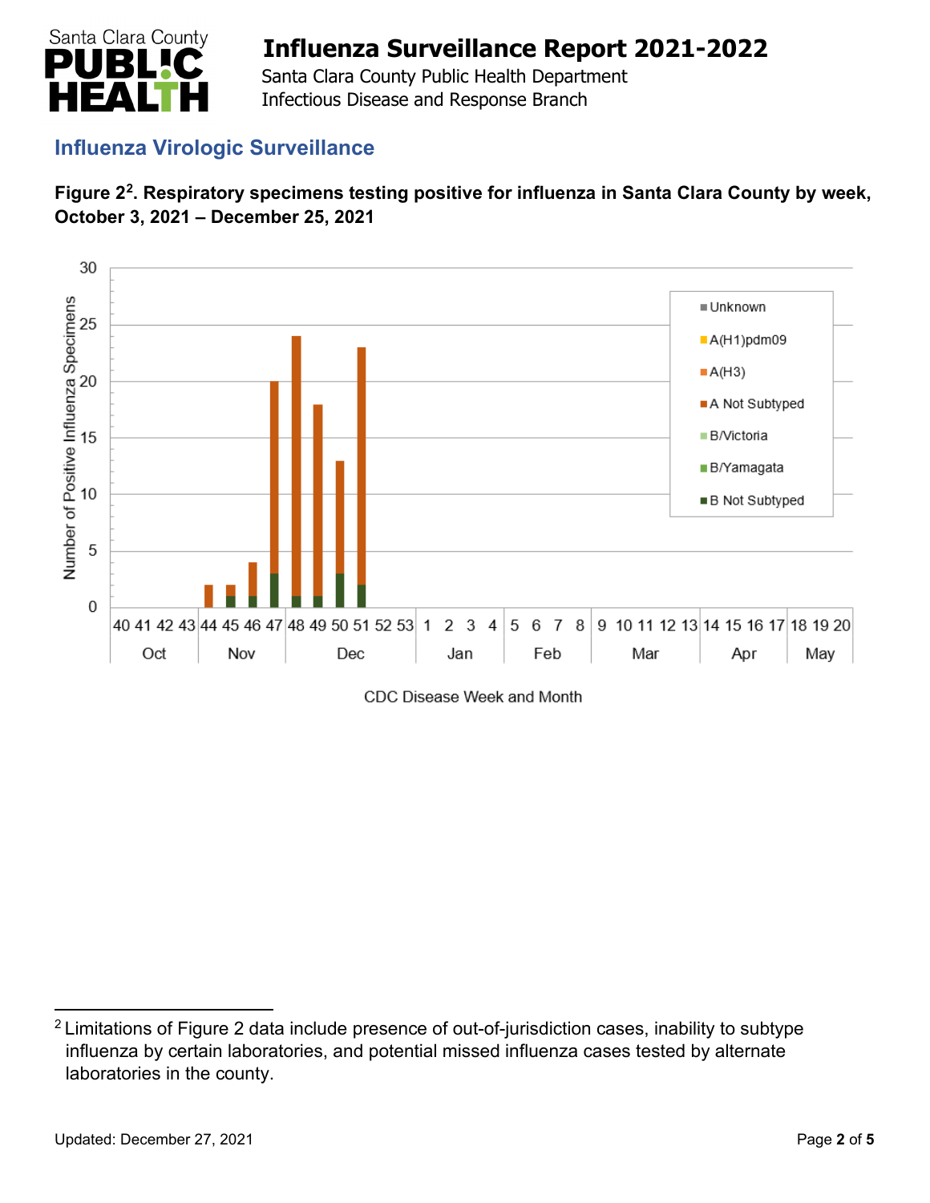## Influenza Virologic Surveillance

**Figure 2[2]. Respiratory specimens testing positive for influenza in Santa Clara County by week, October 3, 2021 – December 25, 2021**

[2] Limitations of Figure 2 data include presence of out-of-jurisdiction cases, inability to subtype influenza by certain laboratories, and potential missed influenza cases tested by alternate laboratories in the county.

Updated: December 27, 2021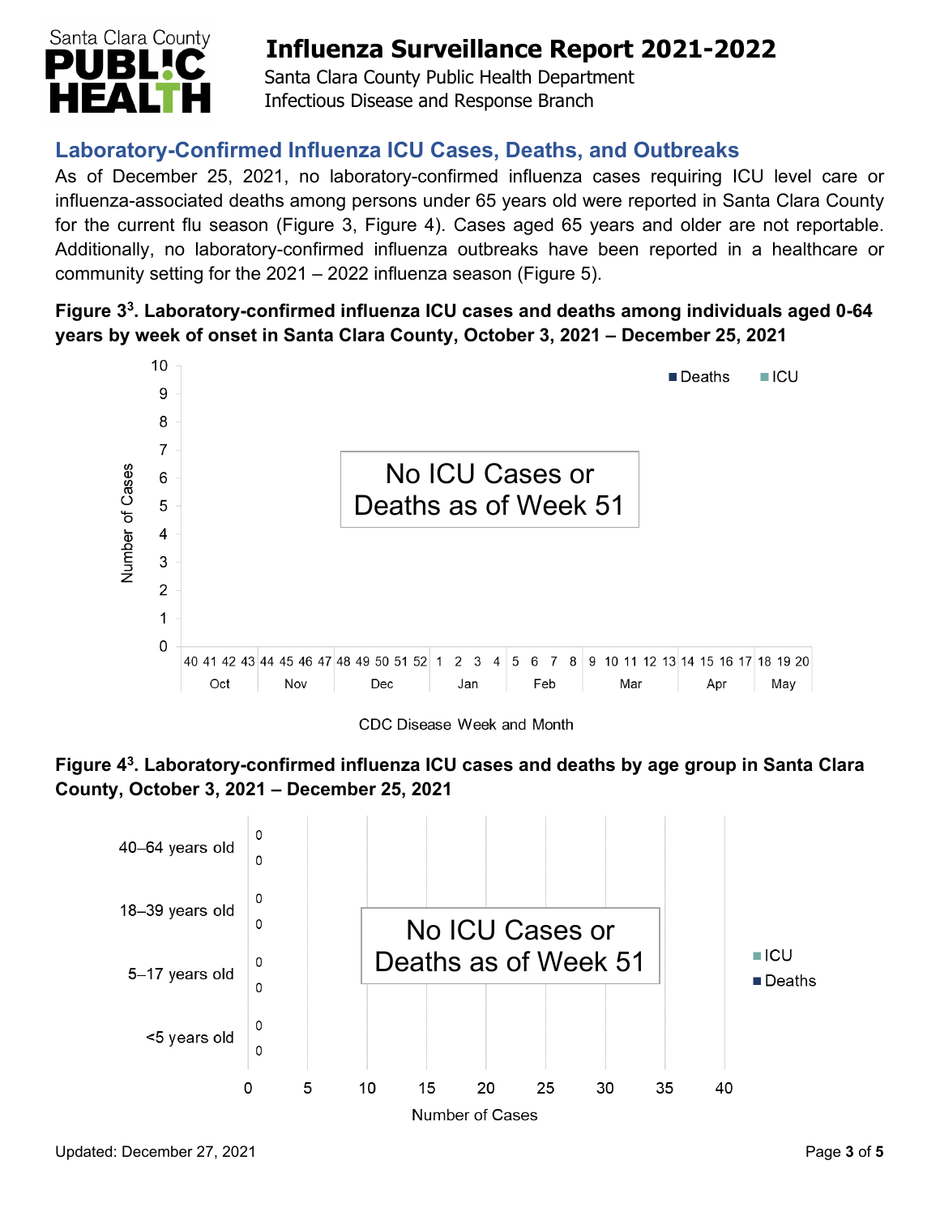## Laboratory-Confirmed Influenza ICU Cases, Deaths, and Outbreaks

As of December 25, 2021, no laboratory-confirmed influenza cases requiring ICU level care or influenza-associated deaths among persons under 65 years old were reported in Santa Clara County for the current flu season (Figure 3, Figure 4). Cases aged 65 years and older are not reportable. Additionally, no laboratory-confirmed influenza outbreaks have been reported in a healthcare or community setting for the 2021 – 2022 influenza season (Figure 5).

**Figure 3[3]. Laboratory-confirmed influenza ICU cases and deaths among individuals aged 0-64 years by week of onset in Santa Clara County, October 3, 2021 – December 25, 2021**

No ICU Cases or Deaths as of Week 51

**Figure 4[3]. Laboratory-confirmed influenza ICU cases and deaths by age group in Santa Clara County, October 3, 2021 – December 25, 2021**

No ICU Cases or Deaths as of Week 51

| Age group | ICU | Deaths |
|---|---|---|
| 40–64 years old | 0 | 0 |
| 18–39 years old | 0 | 0 |
| 5–17 years old | 0 | 0 |
| <5 years old | 0 | 0 |

Updated: December 27, 2021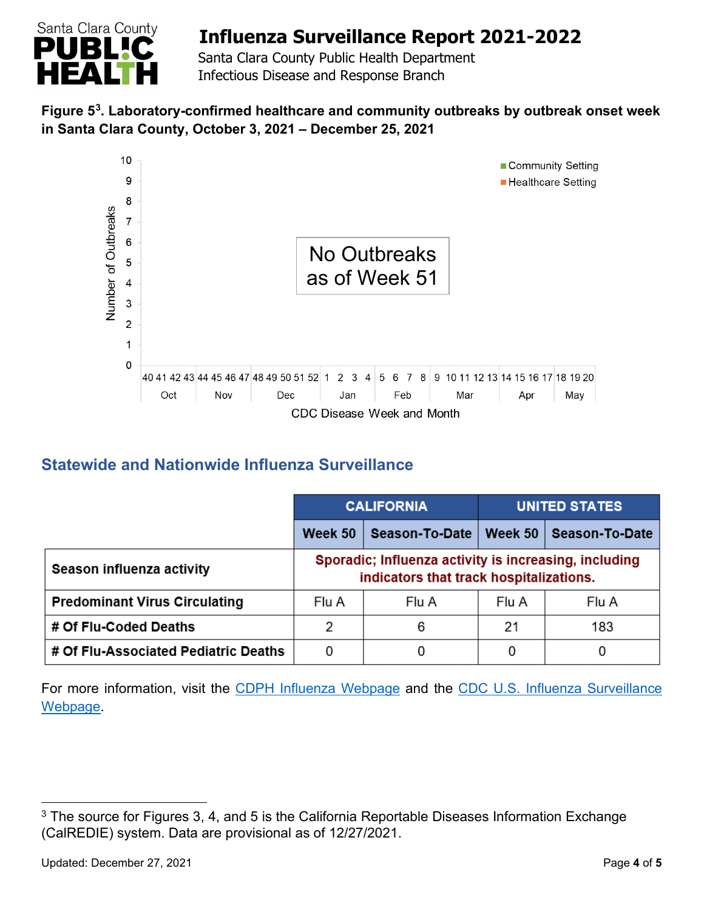**Figure 5[3]. Laboratory-confirmed healthcare and community outbreaks by outbreak onset week in Santa Clara County, October 3, 2021 – December 25, 2021**

No Outbreaks as of Week 51

## Statewide and Nationwide Influenza Surveillance

| | CALIFORNIA | | UNITED STATES | |
|---|---|---|---|---|
| | **Week 50** | **Season-To-Date** | **Week 50** | **Season-To-Date** |
| **Season influenza activity** | **Sporadic; Influenza activity is increasing, including indicators that track hospitalizations.** | | | |
| **Predominant Virus Circulating** | Flu A | Flu A | Flu A | Flu A |
| **# Of Flu-Coded Deaths** | 2 | 6 | 21 | 183 |
| **# Of Flu-Associated Pediatric Deaths** | 0 | 0 | 0 | 0 |

For more information, visit the CDPH Influenza Webpage and the CDC U.S. Influenza Surveillance Webpage.

[3] The source for Figures 3, 4, and 5 is the California Reportable Diseases Information Exchange (CalREDIE) system. Data are provisional as of 12/27/2021.

Updated: December 27, 2021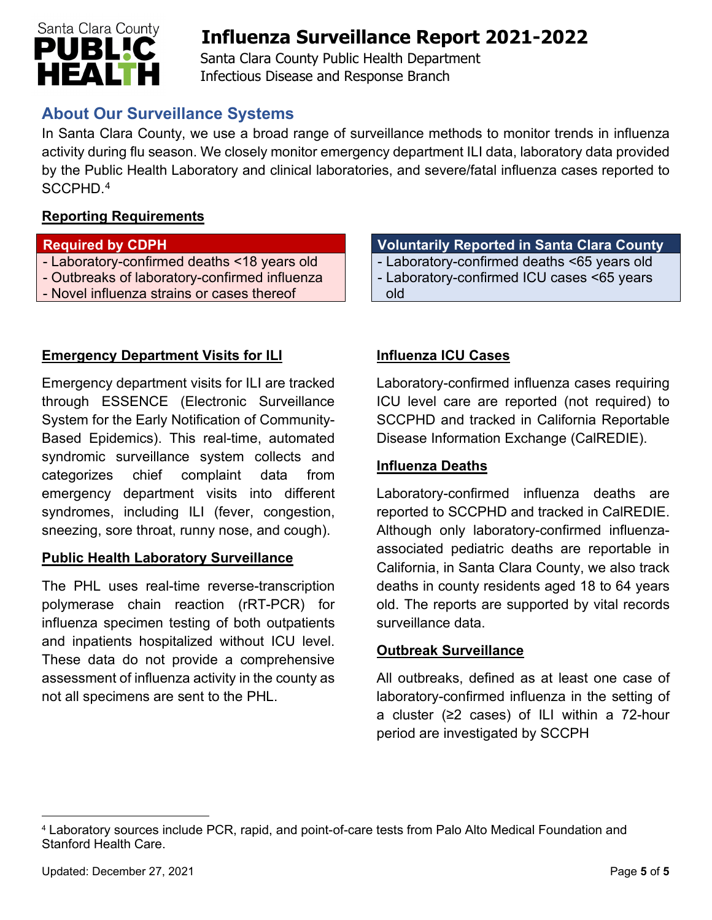Santa Clara County PUBLIC HEALTH

# Influenza Surveillance Report 2021-2022

Santa Clara County Public Health Department
Infectious Disease and Response Branch

## About Our Surveillance Systems

In Santa Clara County, we use a broad range of surveillance methods to monitor trends in influenza activity during flu season. We closely monitor emergency department ILI data, laboratory data provided by the Public Health Laboratory and clinical laboratories, and severe/fatal influenza cases reported to SCCPHD.[4]

### Reporting Requirements

**Required by CDPH**

- Laboratory-confirmed deaths <18 years old
- Outbreaks of laboratory-confirmed influenza
- Novel influenza strains or cases thereof

**Voluntarily Reported in Santa Clara County**

- Laboratory-confirmed deaths <65 years old
- Laboratory-confirmed ICU cases <65 years old

### Emergency Department Visits for ILI

Emergency department visits for ILI are tracked through ESSENCE (Electronic Surveillance System for the Early Notification of Community-Based Epidemics). This real-time, automated syndromic surveillance system collects and categorizes chief complaint data from emergency department visits into different syndromes, including ILI (fever, congestion, sneezing, sore throat, runny nose, and cough).

### Public Health Laboratory Surveillance

The PHL uses real-time reverse-transcription polymerase chain reaction (rRT-PCR) for influenza specimen testing of both outpatients and inpatients hospitalized without ICU level. These data do not provide a comprehensive assessment of influenza activity in the county as not all specimens are sent to the PHL.

### Influenza ICU Cases

Laboratory-confirmed influenza cases requiring ICU level care are reported (not required) to SCCPHD and tracked in California Reportable Disease Information Exchange (CalREDIE).

### Influenza Deaths

Laboratory-confirmed influenza deaths are reported to SCCPHD and tracked in CalREDIE. Although only laboratory-confirmed influenza-associated pediatric deaths are reportable in California, in Santa Clara County, we also track deaths in county residents aged 18 to 64 years old. The reports are supported by vital records surveillance data.

### Outbreak Surveillance

All outbreaks, defined as at least one case of laboratory-confirmed influenza in the setting of a cluster (≥2 cases) of ILI within a 72-hour period are investigated by SCCPH

---

[4] Laboratory sources include PCR, rapid, and point-of-care tests from Palo Alto Medical Foundation and Stanford Health Care.

Updated: December 27, 2021